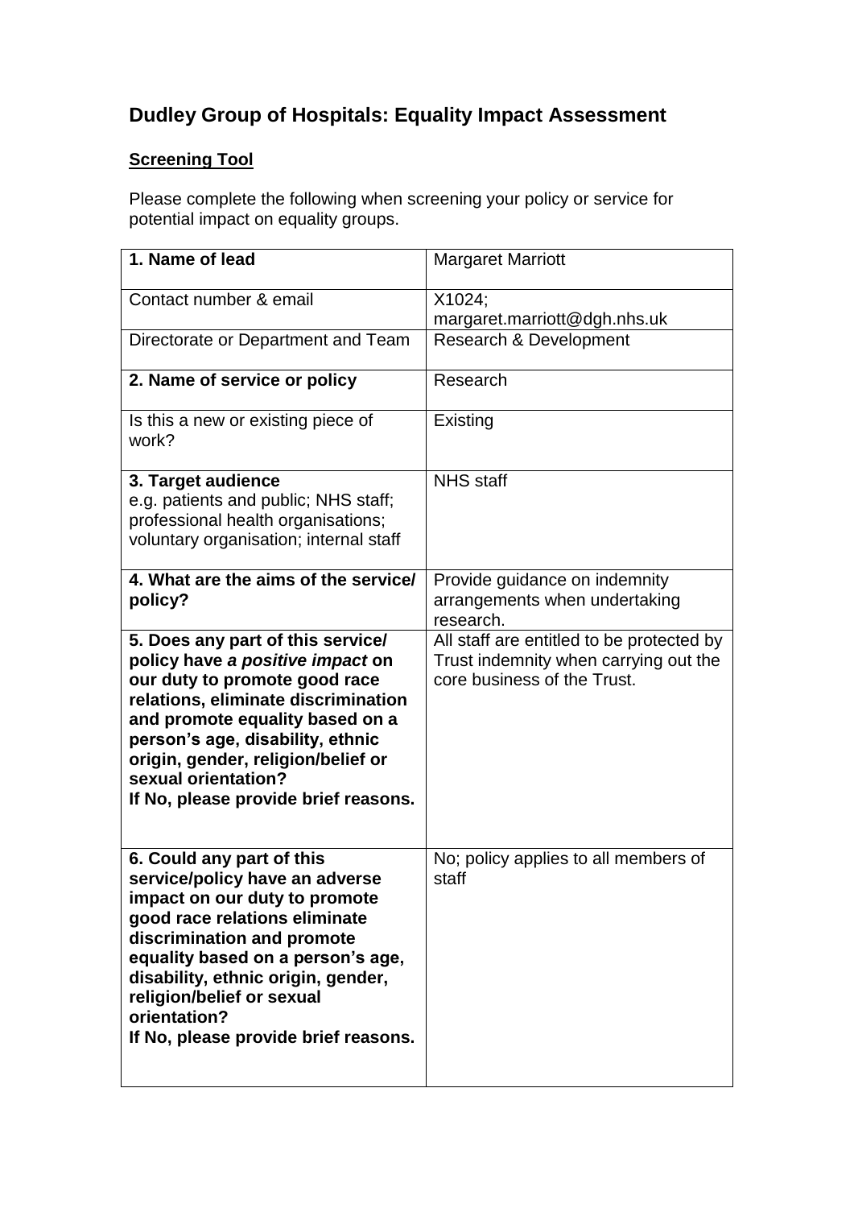# Dudley Group of Hospitals: Equality Impact Assessment

**Screening Tool**

Please complete the following when screening your policy or service for potential impact on equality groups.

| | |
|---|---|
| **1. Name of lead** | Margaret Marriott |
| Contact number & email | X1024; margaret.marriott@dgh.nhs.uk |
| Directorate or Department and Team | Research & Development |
| **2. Name of service or policy** | Research |
| Is this a new or existing piece of work? | Existing |
| **3. Target audience** e.g. patients and public; NHS staff; professional health organisations; voluntary organisation; internal staff | NHS staff |
| **4. What are the aims of the service/ policy?** | Provide guidance on indemnity arrangements when undertaking research. |
| **5. Does any part of this service/ policy have *a positive impact* on our duty to promote good race relations, eliminate discrimination and promote equality based on a person's age, disability, ethnic origin, gender, religion/belief or sexual orientation? If No, please provide brief reasons.** | All staff are entitled to be protected by Trust indemnity when carrying out the core business of the Trust. |
| **6. Could any part of this service/policy have an adverse impact on our duty to promote good race relations eliminate discrimination and promote equality based on a person's age, disability, ethnic origin, gender, religion/belief or sexual orientation? If No, please provide brief reasons.** | No; policy applies to all members of staff |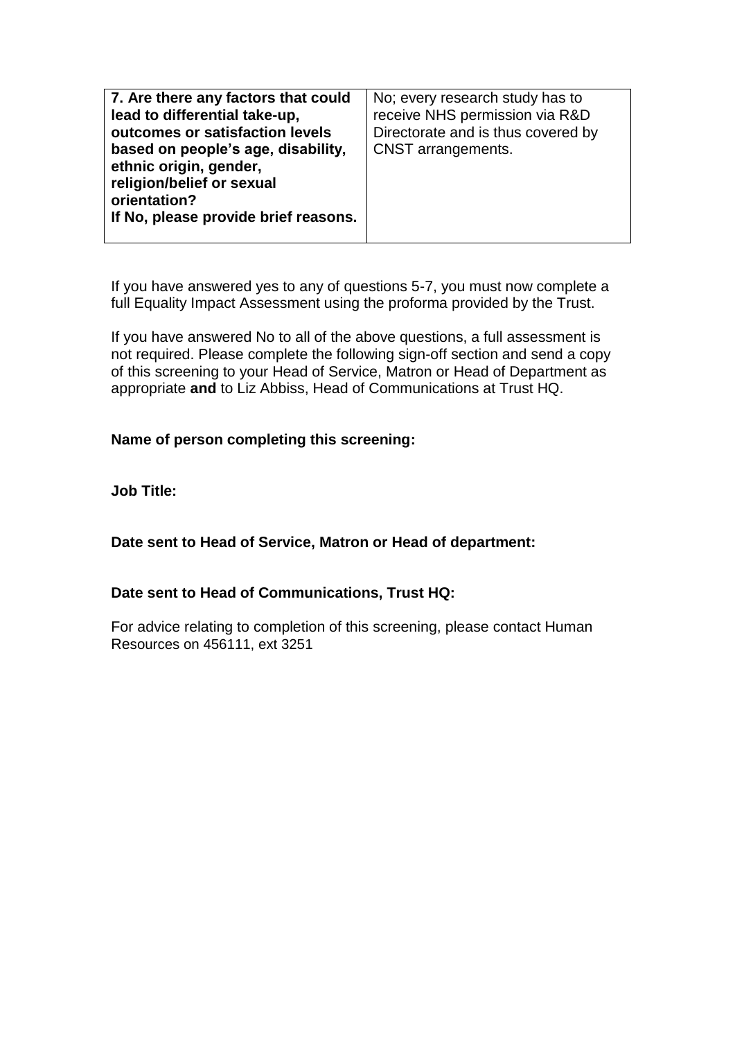| | |
|---|---|
| **7. Are there any factors that could lead to differential take-up, outcomes or satisfaction levels based on people's age, disability, ethnic origin, gender, religion/belief or sexual orientation?**<br>**If No, please provide brief reasons.** | No; every research study has to receive NHS permission via R&D Directorate and is thus covered by CNST arrangements. |

If you have answered yes to any of questions 5-7, you must now complete a full Equality Impact Assessment using the proforma provided by the Trust.

If you have answered No to all of the above questions, a full assessment is not required. Please complete the following sign-off section and send a copy of this screening to your Head of Service, Matron or Head of Department as appropriate **and** to Liz Abbiss, Head of Communications at Trust HQ.

**Name of person completing this screening:**

**Job Title:**

**Date sent to Head of Service, Matron or Head of department:**

**Date sent to Head of Communications, Trust HQ:**

For advice relating to completion of this screening, please contact Human Resources on 456111, ext 3251